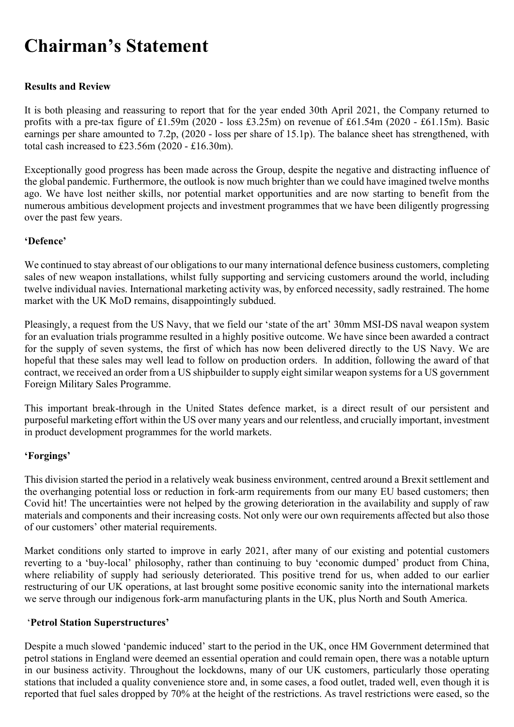# Chairman's Statement

**Results and Review**

It is both pleasing and reassuring to report that for the year ended 30th April 2021, the Company returned to profits with a pre-tax figure of £1.59m (2020 - loss £3.25m) on revenue of £61.54m (2020 - £61.15m). Basic earnings per share amounted to 7.2p, (2020 - loss per share of 15.1p). The balance sheet has strengthened, with total cash increased to £23.56m (2020 - £16.30m).

Exceptionally good progress has been made across the Group, despite the negative and distracting influence of the global pandemic. Furthermore, the outlook is now much brighter than we could have imagined twelve months ago. We have lost neither skills, nor potential market opportunities and are now starting to benefit from the numerous ambitious development projects and investment programmes that we have been diligently progressing over the past few years.

**'Defence'**

We continued to stay abreast of our obligations to our many international defence business customers, completing sales of new weapon installations, whilst fully supporting and servicing customers around the world, including twelve individual navies. International marketing activity was, by enforced necessity, sadly restrained. The home market with the UK MoD remains, disappointingly subdued.

Pleasingly, a request from the US Navy, that we field our 'state of the art' 30mm MSI-DS naval weapon system for an evaluation trials programme resulted in a highly positive outcome. We have since been awarded a contract for the supply of seven systems, the first of which has now been delivered directly to the US Navy. We are hopeful that these sales may well lead to follow on production orders. In addition, following the award of that contract, we received an order from a US shipbuilder to supply eight similar weapon systems for a US government Foreign Military Sales Programme.

This important break-through in the United States defence market, is a direct result of our persistent and purposeful marketing effort within the US over many years and our relentless, and crucially important, investment in product development programmes for the world markets.

**'Forgings'**

This division started the period in a relatively weak business environment, centred around a Brexit settlement and the overhanging potential loss or reduction in fork-arm requirements from our many EU based customers; then Covid hit! The uncertainties were not helped by the growing deterioration in the availability and supply of raw materials and components and their increasing costs. Not only were our own requirements affected but also those of our customers' other material requirements.

Market conditions only started to improve in early 2021, after many of our existing and potential customers reverting to a 'buy-local' philosophy, rather than continuing to buy 'economic dumped' product from China, where reliability of supply had seriously deteriorated. This positive trend for us, when added to our earlier restructuring of our UK operations, at last brought some positive economic sanity into the international markets we serve through our indigenous fork-arm manufacturing plants in the UK, plus North and South America.

**'Petrol Station Superstructures'**

Despite a much slowed 'pandemic induced' start to the period in the UK, once HM Government determined that petrol stations in England were deemed an essential operation and could remain open, there was a notable upturn in our business activity. Throughout the lockdowns, many of our UK customers, particularly those operating stations that included a quality convenience store and, in some cases, a food outlet, traded well, even though it is reported that fuel sales dropped by 70% at the height of the restrictions. As travel restrictions were eased, so the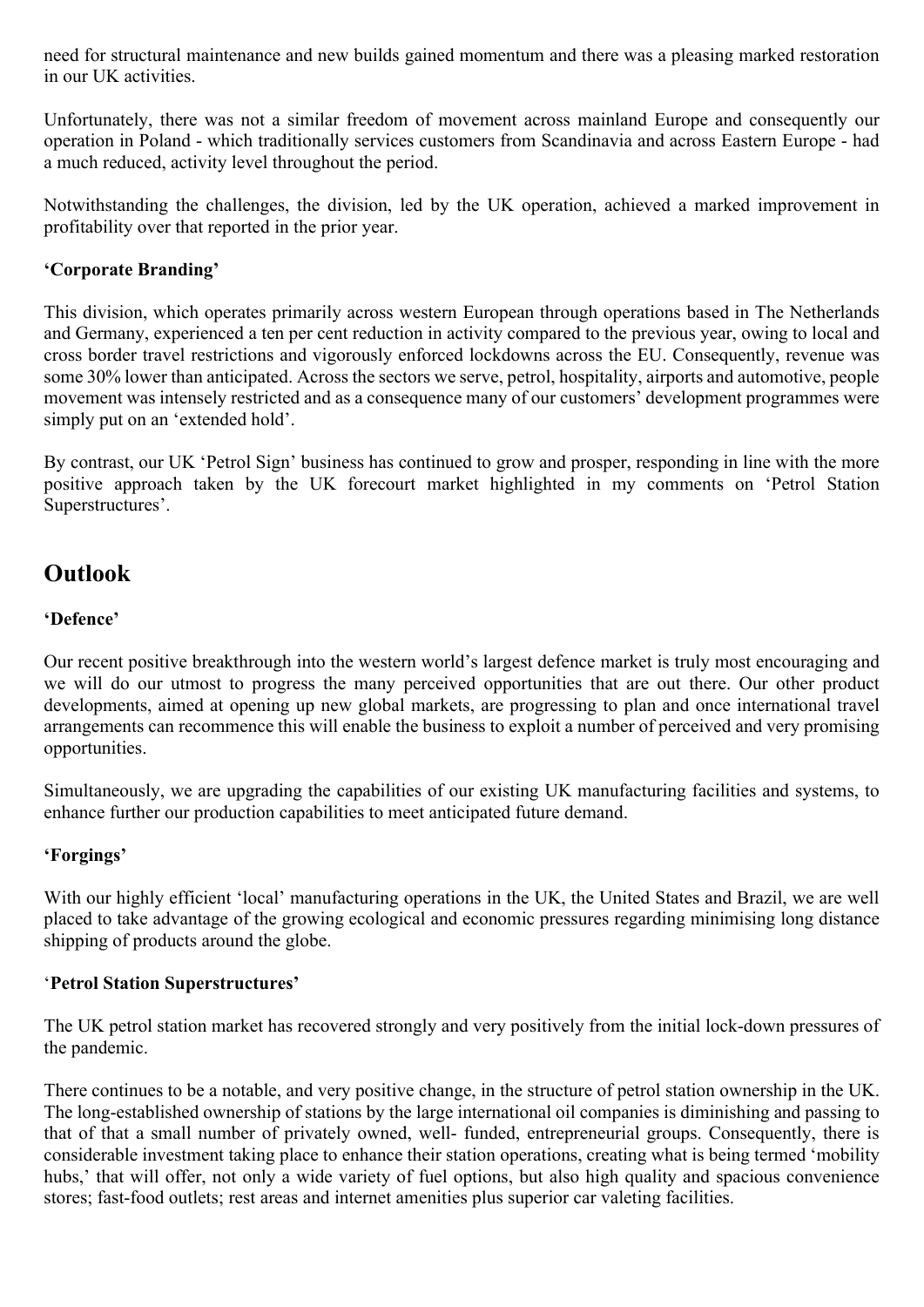need for structural maintenance and new builds gained momentum and there was a pleasing marked restoration in our UK activities.

Unfortunately, there was not a similar freedom of movement across mainland Europe and consequently our operation in Poland - which traditionally services customers from Scandinavia and across Eastern Europe - had a much reduced, activity level throughout the period.

Notwithstanding the challenges, the division, led by the UK operation, achieved a marked improvement in profitability over that reported in the prior year.

**'Corporate Branding'**

This division, which operates primarily across western European through operations based in The Netherlands and Germany, experienced a ten per cent reduction in activity compared to the previous year, owing to local and cross border travel restrictions and vigorously enforced lockdowns across the EU. Consequently, revenue was some 30% lower than anticipated. Across the sectors we serve, petrol, hospitality, airports and automotive, people movement was intensely restricted and as a consequence many of our customers' development programmes were simply put on an 'extended hold'.

By contrast, our UK 'Petrol Sign' business has continued to grow and prosper, responding in line with the more positive approach taken by the UK forecourt market highlighted in my comments on 'Petrol Station Superstructures'.

## Outlook

**'Defence'**

Our recent positive breakthrough into the western world's largest defence market is truly most encouraging and we will do our utmost to progress the many perceived opportunities that are out there. Our other product developments, aimed at opening up new global markets, are progressing to plan and once international travel arrangements can recommence this will enable the business to exploit a number of perceived and very promising opportunities.

Simultaneously, we are upgrading the capabilities of our existing UK manufacturing facilities and systems, to enhance further our production capabilities to meet anticipated future demand.

**'Forgings'**

With our highly efficient 'local' manufacturing operations in the UK, the United States and Brazil, we are well placed to take advantage of the growing ecological and economic pressures regarding minimising long distance shipping of products around the globe.

**'Petrol Station Superstructures'**

The UK petrol station market has recovered strongly and very positively from the initial lock-down pressures of the pandemic.

There continues to be a notable, and very positive change, in the structure of petrol station ownership in the UK. The long-established ownership of stations by the large international oil companies is diminishing and passing to that of that a small number of privately owned, well- funded, entrepreneurial groups. Consequently, there is considerable investment taking place to enhance their station operations, creating what is being termed 'mobility hubs,' that will offer, not only a wide variety of fuel options, but also high quality and spacious convenience stores; fast-food outlets; rest areas and internet amenities plus superior car valeting facilities.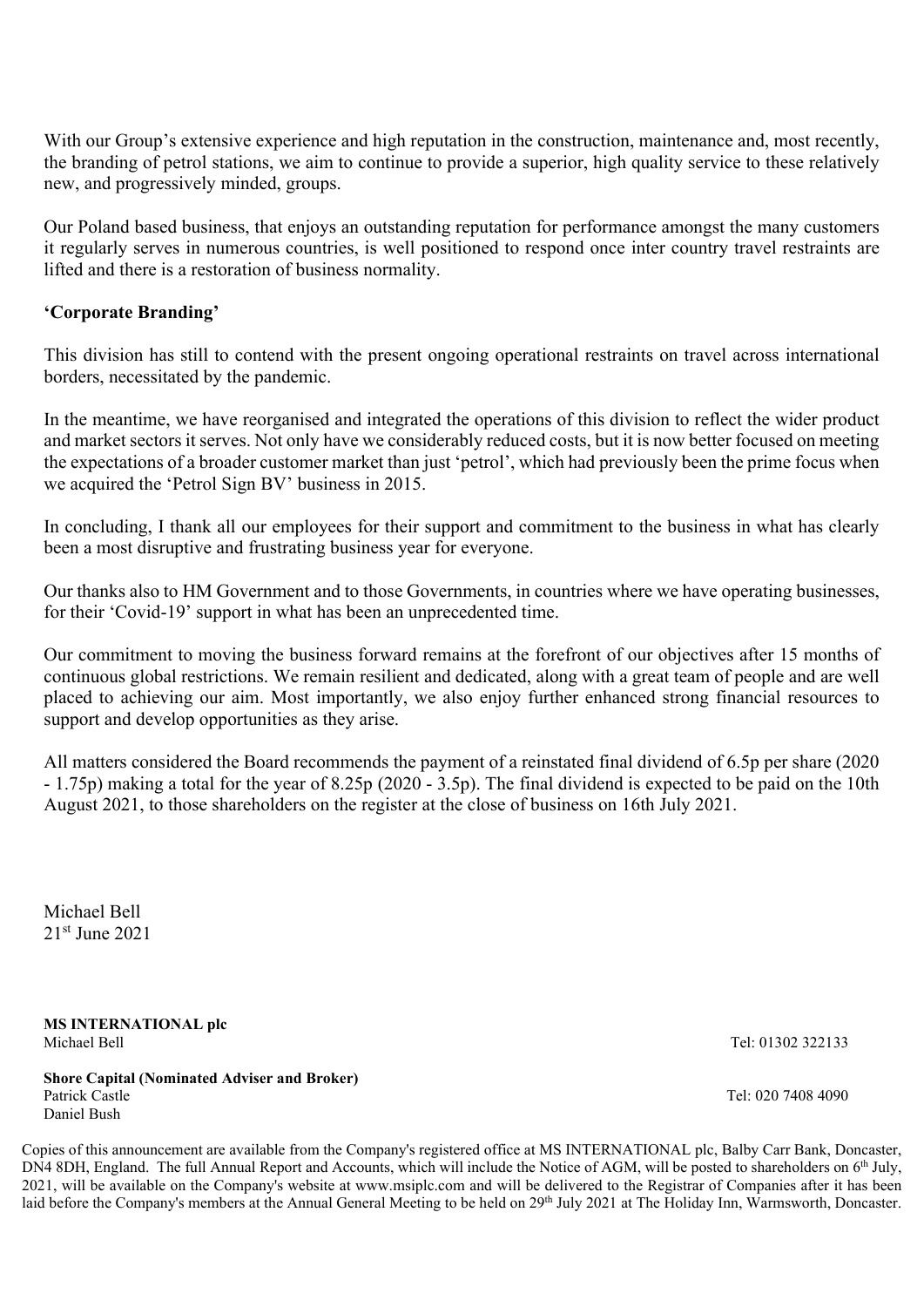With our Group's extensive experience and high reputation in the construction, maintenance and, most recently, the branding of petrol stations, we aim to continue to provide a superior, high quality service to these relatively new, and progressively minded, groups.

Our Poland based business, that enjoys an outstanding reputation for performance amongst the many customers it regularly serves in numerous countries, is well positioned to respond once inter country travel restraints are lifted and there is a restoration of business normality.

**'Corporate Branding'**

This division has still to contend with the present ongoing operational restraints on travel across international borders, necessitated by the pandemic.

In the meantime, we have reorganised and integrated the operations of this division to reflect the wider product and market sectors it serves. Not only have we considerably reduced costs, but it is now better focused on meeting the expectations of a broader customer market than just 'petrol', which had previously been the prime focus when we acquired the 'Petrol Sign BV' business in 2015.

In concluding, I thank all our employees for their support and commitment to the business in what has clearly been a most disruptive and frustrating business year for everyone.

Our thanks also to HM Government and to those Governments, in countries where we have operating businesses, for their 'Covid-19' support in what has been an unprecedented time.

Our commitment to moving the business forward remains at the forefront of our objectives after 15 months of continuous global restrictions. We remain resilient and dedicated, along with a great team of people and are well placed to achieving our aim. Most importantly, we also enjoy further enhanced strong financial resources to support and develop opportunities as they arise.

All matters considered the Board recommends the payment of a reinstated final dividend of 6.5p per share (2020 - 1.75p) making a total for the year of 8.25p (2020 - 3.5p). The final dividend is expected to be paid on the 10th August 2021, to those shareholders on the register at the close of business on 16th July 2021.

Michael Bell
21st June 2021

**MS INTERNATIONAL plc**
Michael Bell — Tel: 01302 322133

**Shore Capital (Nominated Adviser and Broker)**
Patrick Castle — Tel: 020 7408 4090
Daniel Bush

Copies of this announcement are available from the Company's registered office at MS INTERNATIONAL plc, Balby Carr Bank, Doncaster, DN4 8DH, England. The full Annual Report and Accounts, which will include the Notice of AGM, will be posted to shareholders on 6th July, 2021, will be available on the Company's website at www.msiplc.com and will be delivered to the Registrar of Companies after it has been laid before the Company's members at the Annual General Meeting to be held on 29th July 2021 at The Holiday Inn, Warmsworth, Doncaster.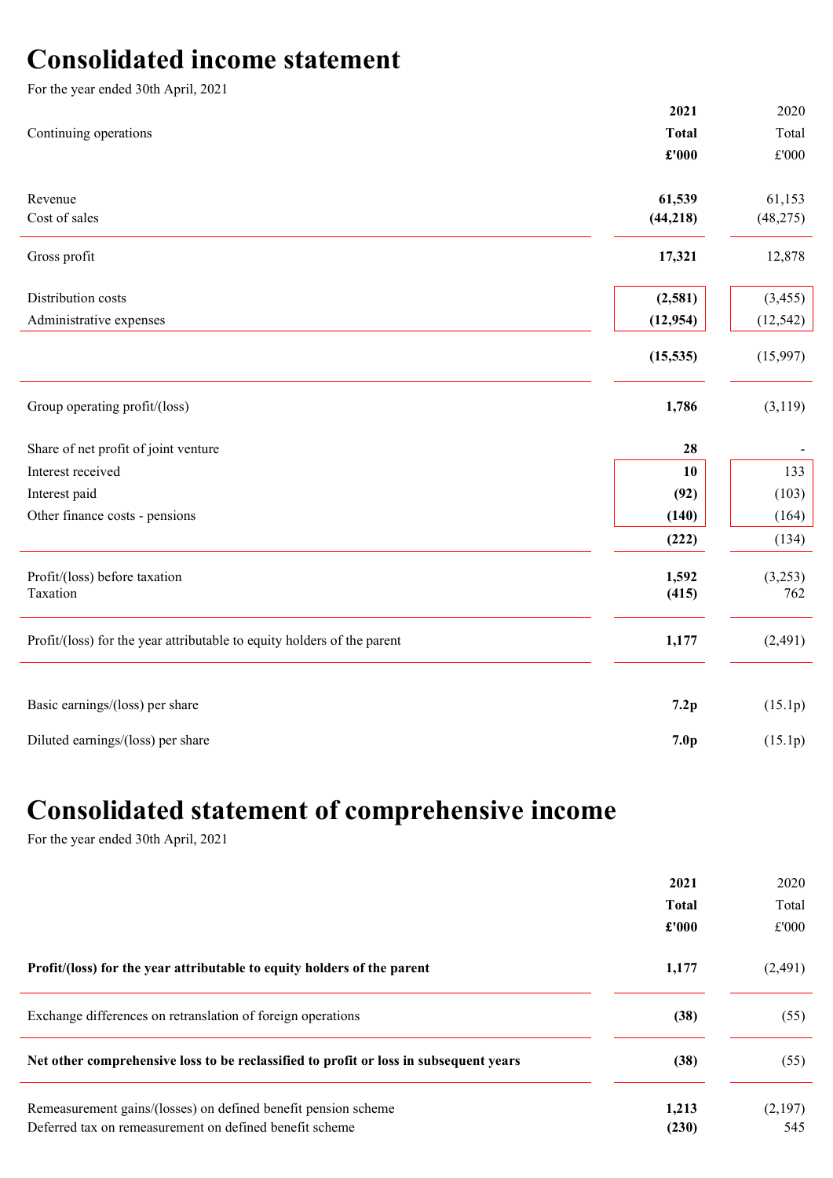# Consolidated income statement

For the year ended 30th April, 2021

| Continuing operations | **2021**<br>**Total**<br>**£'000** | 2020<br>Total<br>£'000 |
|---|---|---|
| Revenue | **61,539** | 61,153 |
| Cost of sales | **(44,218)** | (48,275) |
| Gross profit | **17,321** | 12,878 |
| Distribution costs | **(2,581)** | (3,455) |
| Administrative expenses | **(12,954)** | (12,542) |
| | **(15,535)** | (15,997) |
| Group operating profit/(loss) | **1,786** | (3,119) |
| Share of net profit of joint venture | **28** | - |
| Interest received | **10** | 133 |
| Interest paid | **(92)** | (103) |
| Other finance costs - pensions | **(140)** | (164) |
| | **(222)** | (134) |
| Profit/(loss) before taxation | **1,592** | (3,253) |
| Taxation | **(415)** | 762 |
| Profit/(loss) for the year attributable to equity holders of the parent | **1,177** | (2,491) |
| Basic earnings/(loss) per share | **7.2p** | (15.1p) |
| Diluted earnings/(loss) per share | **7.0p** | (15.1p) |

# Consolidated statement of comprehensive income

For the year ended 30th April, 2021

| | **2021**<br>**Total**<br>**£'000** | 2020<br>Total<br>£'000 |
|---|---|---|
| **Profit/(loss) for the year attributable to equity holders of the parent** | **1,177** | (2,491) |
| Exchange differences on retranslation of foreign operations | **(38)** | (55) |
| **Net other comprehensive loss to be reclassified to profit or loss in subsequent years** | **(38)** | (55) |
| Remeasurement gains/(losses) on defined benefit pension scheme | **1,213** | (2,197) |
| Deferred tax on remeasurement on defined benefit scheme | **(230)** | 545 |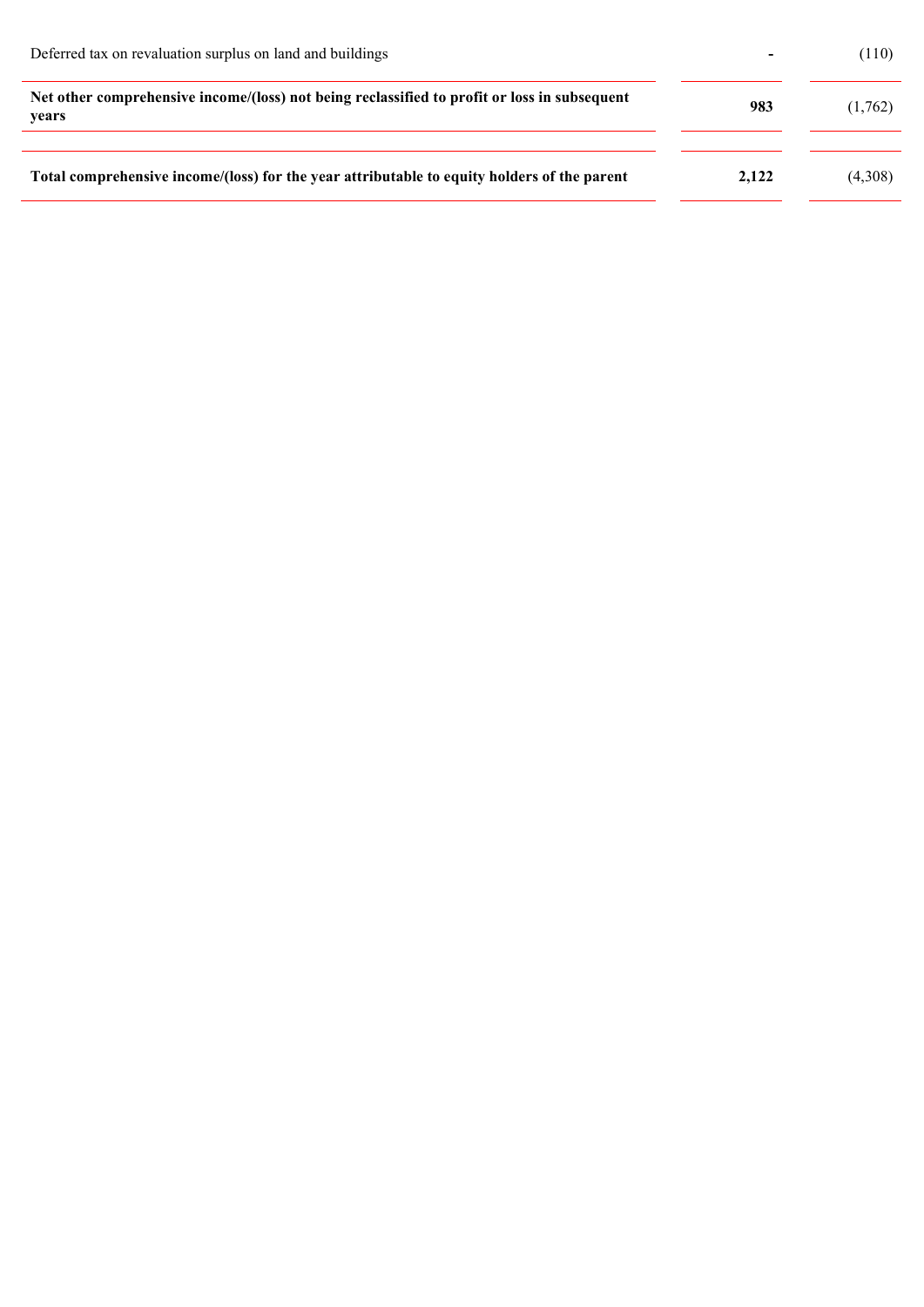| | | |
|---|---|---|
| Deferred tax on revaluation surplus on land and buildings | - | (110) |
| **Net other comprehensive income/(loss) not being reclassified to profit or loss in subsequent years** | **983** | (1,762) |
| **Total comprehensive income/(loss) for the year attributable to equity holders of the parent** | **2,122** | (4,308) |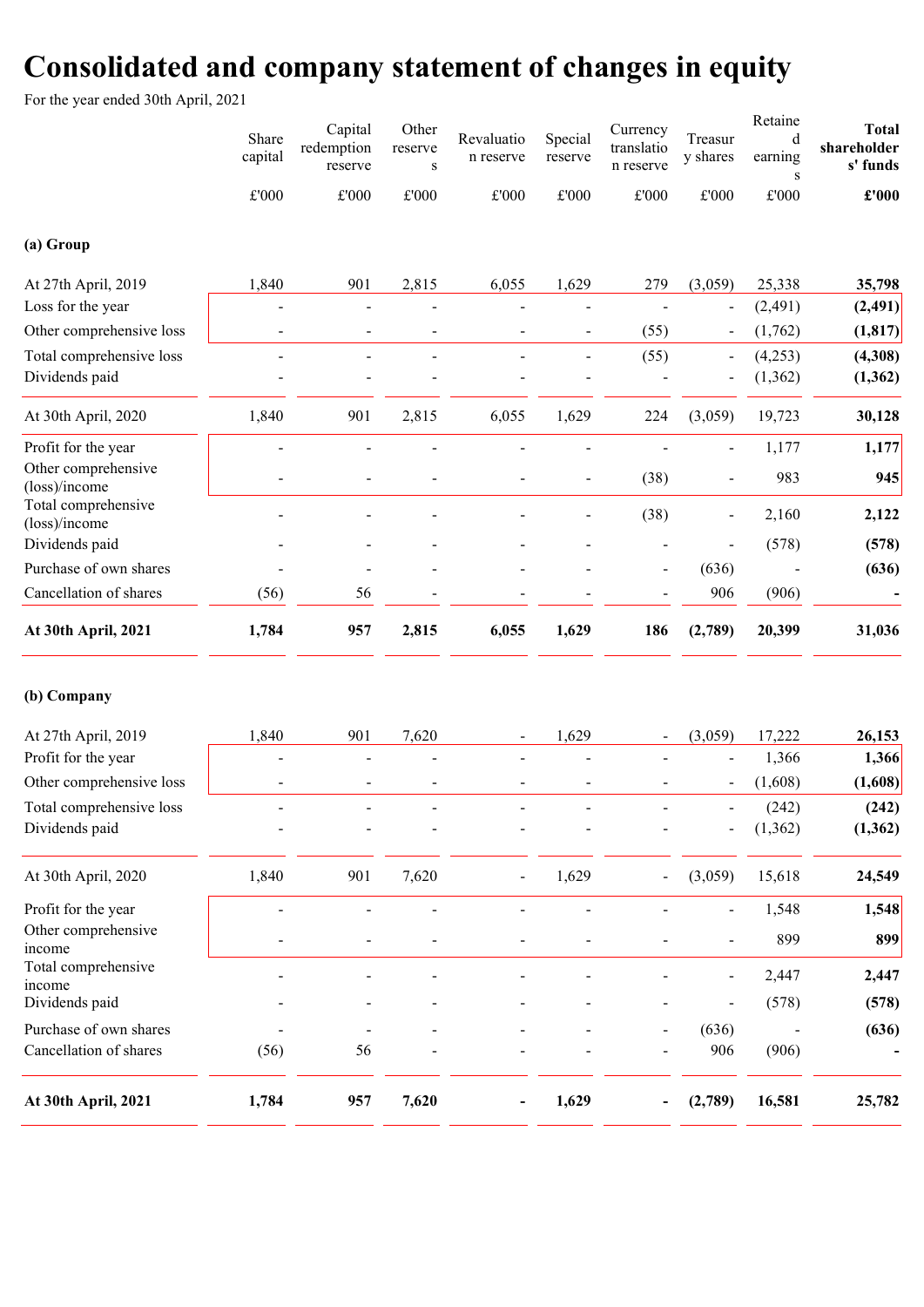# Consolidated and company statement of changes in equity

For the year ended 30th April, 2021

| | Share capital | Capital redemption reserve | Other reserves | Revaluation reserve | Special reserve | Currency translation reserve | Treasury shares | Retained earnings | **Total shareholders' funds** |
|---|---|---|---|---|---|---|---|---|---|
| | £'000 | £'000 | £'000 | £'000 | £'000 | £'000 | £'000 | £'000 | **£'000** |
| **(a) Group** | | | | | | | | | |
| At 27th April, 2019 | 1,840 | 901 | 2,815 | 6,055 | 1,629 | 279 | (3,059) | 25,338 | **35,798** |
| Loss for the year | - | - | - | - | - | - | - | (2,491) | **(2,491)** |
| Other comprehensive loss | - | - | - | - | - | (55) | - | (1,762) | **(1,817)** |
| Total comprehensive loss | - | - | - | - | - | (55) | - | (4,253) | **(4,308)** |
| Dividends paid | - | - | - | - | - | - | - | (1,362) | **(1,362)** |
| At 30th April, 2020 | 1,840 | 901 | 2,815 | 6,055 | 1,629 | 224 | (3,059) | 19,723 | **30,128** |
| Profit for the year | - | - | - | - | - | - | - | 1,177 | **1,177** |
| Other comprehensive (loss)/income | - | - | - | - | - | (38) | - | 983 | **945** |
| Total comprehensive (loss)/income | - | - | - | - | - | (38) | - | 2,160 | **2,122** |
| Dividends paid | - | - | - | - | - | - | - | (578) | **(578)** |
| Purchase of own shares | - | - | - | - | - | - | (636) | - | **(636)** |
| Cancellation of shares | (56) | 56 | - | - | - | - | 906 | (906) | **-** |
| **At 30th April, 2021** | **1,784** | **957** | **2,815** | **6,055** | **1,629** | **186** | **(2,789)** | **20,399** | **31,036** |
| **(b) Company** | | | | | | | | | |
| At 27th April, 2019 | 1,840 | 901 | 7,620 | - | 1,629 | - | (3,059) | 17,222 | **26,153** |
| Profit for the year | - | - | - | - | - | - | - | 1,366 | **1,366** |
| Other comprehensive loss | - | - | - | - | - | - | - | (1,608) | **(1,608)** |
| Total comprehensive loss | - | - | - | - | - | - | - | (242) | **(242)** |
| Dividends paid | - | - | - | - | - | - | - | (1,362) | **(1,362)** |
| At 30th April, 2020 | 1,840 | 901 | 7,620 | - | 1,629 | - | (3,059) | 15,618 | **24,549** |
| Profit for the year | - | - | - | - | - | - | - | 1,548 | **1,548** |
| Other comprehensive income | - | - | - | - | - | - | - | 899 | **899** |
| Total comprehensive income | - | - | - | - | - | - | - | 2,447 | **2,447** |
| Dividends paid | - | - | - | - | - | - | - | (578) | **(578)** |
| Purchase of own shares | - | - | - | - | - | - | (636) | - | **(636)** |
| Cancellation of shares | (56) | 56 | - | - | - | - | 906 | (906) | **-** |
| **At 30th April, 2021** | **1,784** | **957** | **7,620** | **-** | **1,629** | **-** | **(2,789)** | **16,581** | **25,782** |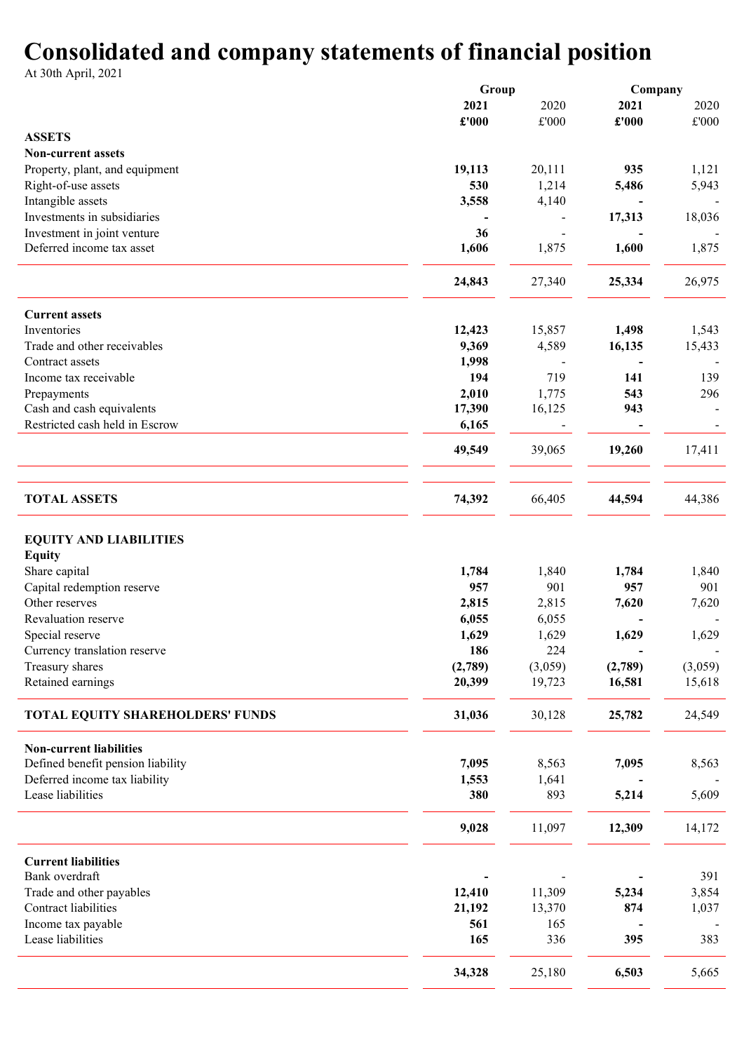# Consolidated and company statements of financial position

At 30th April, 2021

| | Group | | Company | |
|---|---|---|---|---|
| | **2021** | 2020 | **2021** | 2020 |
| | **£'000** | £'000 | **£'000** | £'000 |
| **ASSETS** | | | | |
| **Non-current assets** | | | | |
| Property, plant, and equipment | **19,113** | 20,111 | **935** | 1,121 |
| Right-of-use assets | **530** | 1,214 | **5,486** | 5,943 |
| Intangible assets | **3,558** | 4,140 | **-** | - |
| Investments in subsidiaries | **-** | - | **17,313** | 18,036 |
| Investment in joint venture | **36** | - | **-** | - |
| Deferred income tax asset | **1,606** | 1,875 | **1,600** | 1,875 |
| | **24,843** | 27,340 | **25,334** | 26,975 |
| **Current assets** | | | | |
| Inventories | **12,423** | 15,857 | **1,498** | 1,543 |
| Trade and other receivables | **9,369** | 4,589 | **16,135** | 15,433 |
| Contract assets | **1,998** | - | **-** | - |
| Income tax receivable | **194** | 719 | **141** | 139 |
| Prepayments | **2,010** | 1,775 | **543** | 296 |
| Cash and cash equivalents | **17,390** | 16,125 | **943** | - |
| Restricted cash held in Escrow | **6,165** | - | **-** | - |
| | **49,549** | 39,065 | **19,260** | 17,411 |
| **TOTAL ASSETS** | **74,392** | 66,405 | **44,594** | 44,386 |
| **EQUITY AND LIABILITIES** | | | | |
| **Equity** | | | | |
| Share capital | **1,784** | 1,840 | **1,784** | 1,840 |
| Capital redemption reserve | **957** | 901 | **957** | 901 |
| Other reserves | **2,815** | 2,815 | **7,620** | 7,620 |
| Revaluation reserve | **6,055** | 6,055 | **-** | - |
| Special reserve | **1,629** | 1,629 | **1,629** | 1,629 |
| Currency translation reserve | **186** | 224 | **-** | - |
| Treasury shares | **(2,789)** | (3,059) | **(2,789)** | (3,059) |
| Retained earnings | **20,399** | 19,723 | **16,581** | 15,618 |
| **TOTAL EQUITY SHAREHOLDERS' FUNDS** | **31,036** | 30,128 | **25,782** | 24,549 |
| **Non-current liabilities** | | | | |
| Defined benefit pension liability | **7,095** | 8,563 | **7,095** | 8,563 |
| Deferred income tax liability | **1,553** | 1,641 | **-** | - |
| Lease liabilities | **380** | 893 | **5,214** | 5,609 |
| | **9,028** | 11,097 | **12,309** | 14,172 |
| **Current liabilities** | | | | |
| Bank overdraft | **-** | - | **-** | 391 |
| Trade and other payables | **12,410** | 11,309 | **5,234** | 3,854 |
| Contract liabilities | **21,192** | 13,370 | **874** | 1,037 |
| Income tax payable | **561** | 165 | **-** | - |
| Lease liabilities | **165** | 336 | **395** | 383 |
| | **34,328** | 25,180 | **6,503** | 5,665 |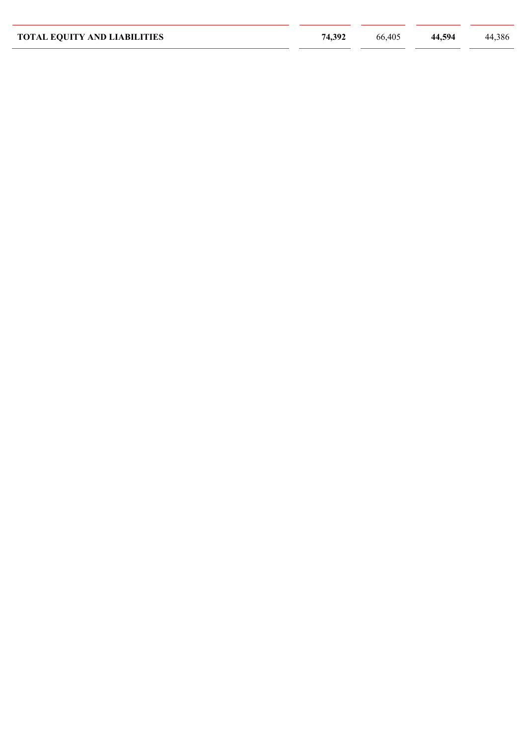| | | | | |
|---|---|---|---|---|
| **TOTAL EQUITY AND LIABILITIES** | **74,392** | 66,405 | **44,594** | 44,386 |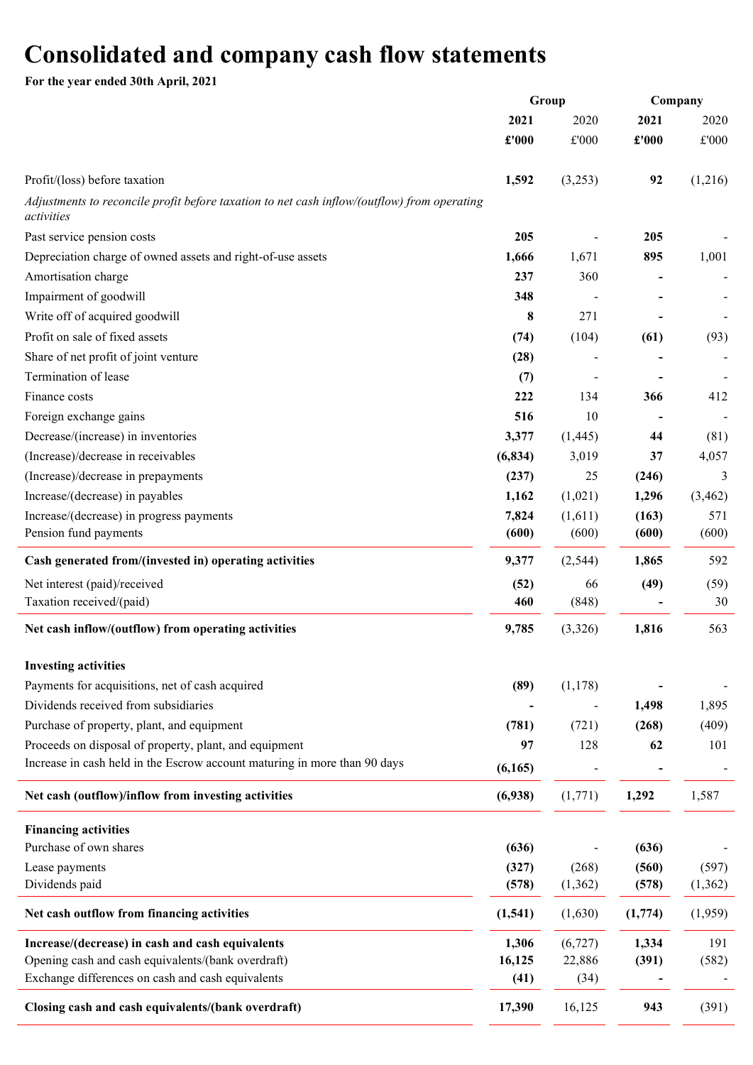# Consolidated and company cash flow statements

**For the year ended 30th April, 2021**

| | Group | | Company | |
|---|---|---|---|---|
| | **2021** | 2020 | **2021** | 2020 |
| | **£'000** | £'000 | **£'000** | £'000 |
| Profit/(loss) before taxation | **1,592** | (3,253) | **92** | (1,216) |
| *Adjustments to reconcile profit before taxation to net cash inflow/(outflow) from operating activities* | | | | |
| Past service pension costs | **205** | - | **205** | - |
| Depreciation charge of owned assets and right-of-use assets | **1,666** | 1,671 | **895** | 1,001 |
| Amortisation charge | **237** | 360 | **-** | - |
| Impairment of goodwill | **348** | - | **-** | - |
| Write off of acquired goodwill | **8** | 271 | **-** | - |
| Profit on sale of fixed assets | **(74)** | (104) | **(61)** | (93) |
| Share of net profit of joint venture | **(28)** | - | **-** | - |
| Termination of lease | **(7)** | - | **-** | - |
| Finance costs | **222** | 134 | **366** | 412 |
| Foreign exchange gains | **516** | 10 | **-** | - |
| Decrease/(increase) in inventories | **3,377** | (1,445) | **44** | (81) |
| (Increase)/decrease in receivables | **(6,834)** | 3,019 | **37** | 4,057 |
| (Increase)/decrease in prepayments | **(237)** | 25 | **(246)** | 3 |
| Increase/(decrease) in payables | **1,162** | (1,021) | **1,296** | (3,462) |
| Increase/(decrease) in progress payments | **7,824** | (1,611) | **(163)** | 571 |
| Pension fund payments | **(600)** | (600) | **(600)** | (600) |
| **Cash generated from/(invested in) operating activities** | **9,377** | (2,544) | **1,865** | 592 |
| Net interest (paid)/received | **(52)** | 66 | **(49)** | (59) |
| Taxation received/(paid) | **460** | (848) | **-** | 30 |
| **Net cash inflow/(outflow) from operating activities** | **9,785** | (3,326) | **1,816** | 563 |
| **Investing activities** | | | | |
| Payments for acquisitions, net of cash acquired | **(89)** | (1,178) | **-** | - |
| Dividends received from subsidiaries | **-** | - | **1,498** | 1,895 |
| Purchase of property, plant, and equipment | **(781)** | (721) | **(268)** | (409) |
| Proceeds on disposal of property, plant, and equipment | **97** | 128 | **62** | 101 |
| Increase in cash held in the Escrow account maturing in more than 90 days | **(6,165)** | - | **-** | - |
| **Net cash (outflow)/inflow from investing activities** | **(6,938)** | (1,771) | **1,292** | 1,587 |
| **Financing activities** | | | | |
| Purchase of own shares | **(636)** | - | **(636)** | - |
| Lease payments | **(327)** | (268) | **(560)** | (597) |
| Dividends paid | **(578)** | (1,362) | **(578)** | (1,362) |
| **Net cash outflow from financing activities** | **(1,541)** | (1,630) | **(1,774)** | (1,959) |
| **Increase/(decrease) in cash and cash equivalents** | **1,306** | (6,727) | **1,334** | 191 |
| Opening cash and cash equivalents/(bank overdraft) | **16,125** | 22,886 | **(391)** | (582) |
| Exchange differences on cash and cash equivalents | **(41)** | (34) | **-** | - |
| **Closing cash and cash equivalents/(bank overdraft)** | **17,390** | 16,125 | **943** | (391) |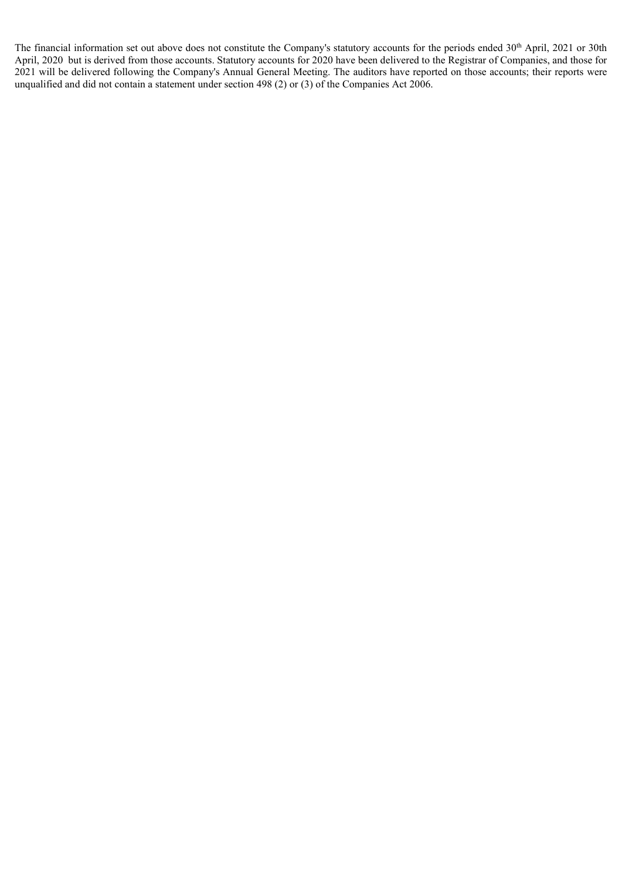The financial information set out above does not constitute the Company's statutory accounts for the periods ended 30th April, 2021 or 30th April, 2020 but is derived from those accounts. Statutory accounts for 2020 have been delivered to the Registrar of Companies, and those for 2021 will be delivered following the Company's Annual General Meeting. The auditors have reported on those accounts; their reports were unqualified and did not contain a statement under section 498 (2) or (3) of the Companies Act 2006.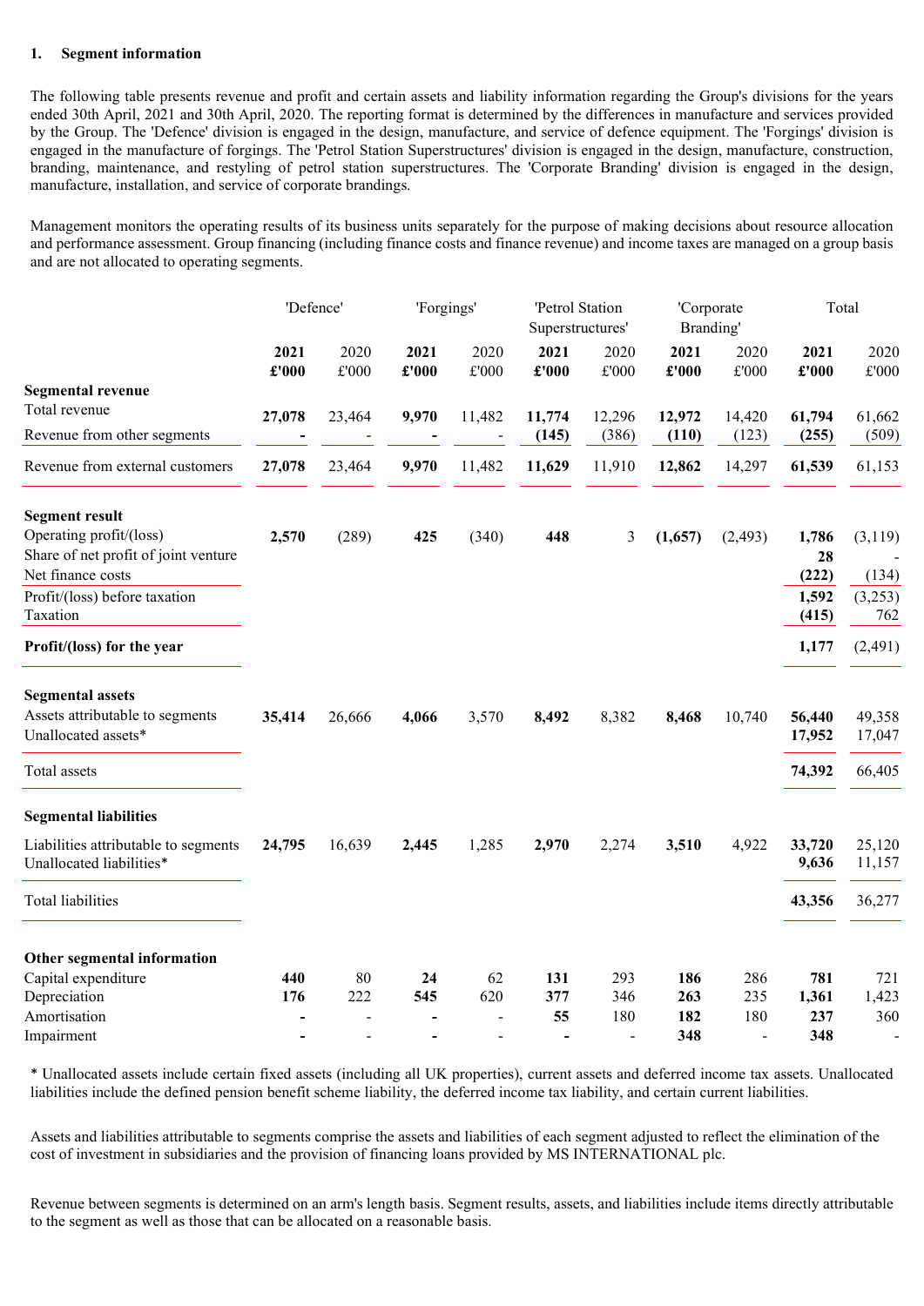## 1. Segment information

The following table presents revenue and profit and certain assets and liability information regarding the Group's divisions for the years ended 30th April, 2021 and 30th April, 2020. The reporting format is determined by the differences in manufacture and services provided by the Group. The 'Defence' division is engaged in the design, manufacture, and service of defence equipment. The 'Forgings' division is engaged in the manufacture of forgings. The 'Petrol Station Superstructures' division is engaged in the design, manufacture, construction, branding, maintenance, and restyling of petrol station superstructures. The 'Corporate Branding' division is engaged in the design, manufacture, installation, and service of corporate brandings.

Management monitors the operating results of its business units separately for the purpose of making decisions about resource allocation and performance assessment. Group financing (including finance costs and finance revenue) and income taxes are managed on a group basis and are not allocated to operating segments.

| | 'Defence' | | 'Forgings' | | 'Petrol Station Superstructures' | | 'Corporate Branding' | | Total | |
|---|---|---|---|---|---|---|---|---|---|---|
| | **2021 £'000** | 2020 £'000 | **2021 £'000** | 2020 £'000 | **2021 £'000** | 2020 £'000 | **2021 £'000** | 2020 £'000 | **2021 £'000** | 2020 £'000 |
| **Segmental revenue** | | | | | | | | | | |
| Total revenue | **27,078** | 23,464 | **9,970** | 11,482 | **11,774** | 12,296 | **12,972** | 14,420 | **61,794** | 61,662 |
| Revenue from other segments | **-** | - | **-** | - | **(145)** | (386) | **(110)** | (123) | **(255)** | (509) |
| Revenue from external customers | **27,078** | 23,464 | **9,970** | 11,482 | **11,629** | 11,910 | **12,862** | 14,297 | **61,539** | 61,153 |
| **Segment result** | | | | | | | | | | |
| Operating profit/(loss) | **2,570** | (289) | **425** | (340) | **448** | 3 | **(1,657)** | (2,493) | **1,786** | (3,119) |
| Share of net profit of joint venture | | | | | | | | | **28** | - |
| Net finance costs | | | | | | | | | **(222)** | (134) |
| Profit/(loss) before taxation | | | | | | | | | **1,592** | (3,253) |
| Taxation | | | | | | | | | **(415)** | 762 |
| **Profit/(loss) for the year** | | | | | | | | | **1,177** | (2,491) |
| **Segmental assets** | | | | | | | | | | |
| Assets attributable to segments | **35,414** | 26,666 | **4,066** | 3,570 | **8,492** | 8,382 | **8,468** | 10,740 | **56,440** | 49,358 |
| Unallocated assets* | | | | | | | | | **17,952** | 17,047 |
| Total assets | | | | | | | | | **74,392** | 66,405 |
| **Segmental liabilities** | | | | | | | | | | |
| Liabilities attributable to segments | **24,795** | 16,639 | **2,445** | 1,285 | **2,970** | 2,274 | **3,510** | 4,922 | **33,720** | 25,120 |
| Unallocated liabilities* | | | | | | | | | **9,636** | 11,157 |
| Total liabilities | | | | | | | | | **43,356** | 36,277 |
| **Other segmental information** | | | | | | | | | | |
| Capital expenditure | **440** | 80 | **24** | 62 | **131** | 293 | **186** | 286 | **781** | 721 |
| Depreciation | **176** | 222 | **545** | 620 | **377** | 346 | **263** | 235 | **1,361** | 1,423 |
| Amortisation | **-** | - | **-** | - | **55** | 180 | **182** | 180 | **237** | 360 |
| Impairment | **-** | - | **-** | - | **-** | - | **348** | - | **348** | - |

* Unallocated assets include certain fixed assets (including all UK properties), current assets and deferred income tax assets. Unallocated liabilities include the defined pension benefit scheme liability, the deferred income tax liability, and certain current liabilities.

Assets and liabilities attributable to segments comprise the assets and liabilities of each segment adjusted to reflect the elimination of the cost of investment in subsidiaries and the provision of financing loans provided by MS INTERNATIONAL plc.

Revenue between segments is determined on an arm's length basis. Segment results, assets, and liabilities include items directly attributable to the segment as well as those that can be allocated on a reasonable basis.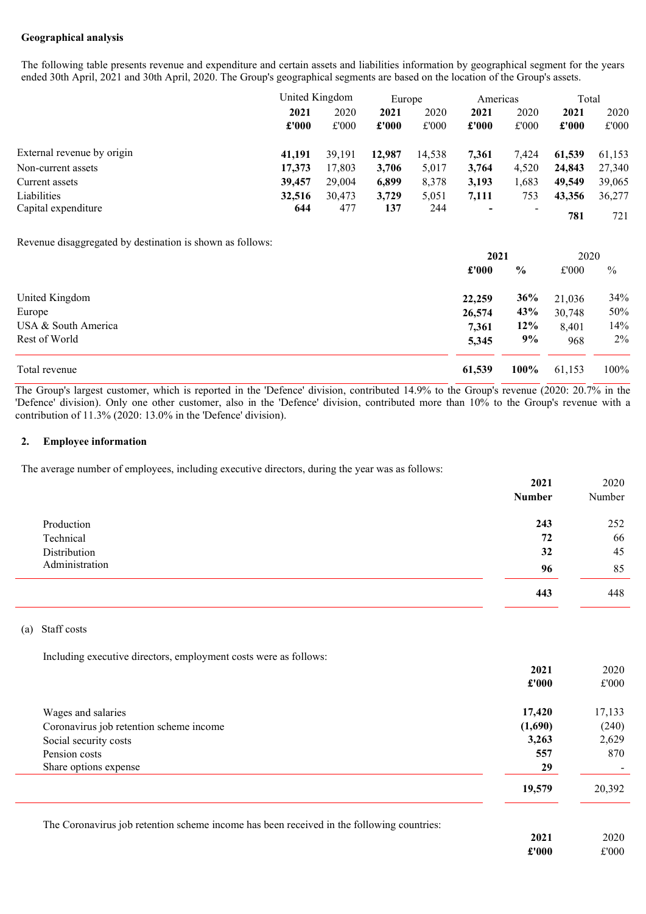**Geographical analysis**

The following table presents revenue and expenditure and certain assets and liabilities information by geographical segment for the years ended 30th April, 2021 and 30th April, 2020. The Group's geographical segments are based on the location of the Group's assets.

| | United Kingdom | | Europe | | Americas | | Total | |
|---|---|---|---|---|---|---|---|---|
| | **2021** | 2020 | **2021** | 2020 | **2021** | 2020 | **2021** | 2020 |
| | **£'000** | £'000 | **£'000** | £'000 | **£'000** | £'000 | **£'000** | £'000 |
| External revenue by origin | **41,191** | 39,191 | **12,987** | 14,538 | **7,361** | 7,424 | **61,539** | 61,153 |
| Non-current assets | **17,373** | 17,803 | **3,706** | 5,017 | **3,764** | 4,520 | **24,843** | 27,340 |
| Current assets | **39,457** | 29,004 | **6,899** | 8,378 | **3,193** | 1,683 | **49,549** | 39,065 |
| Liabilities | **32,516** | 30,473 | **3,729** | 5,051 | **7,111** | 753 | **43,356** | 36,277 |
| Capital expenditure | **644** | 477 | **137** | 244 | **-** | - | **781** | 721 |

Revenue disaggregated by destination is shown as follows:

| | **2021** | | 2020 | |
|---|---|---|---|---|
| | **£'000** | **%** | £'000 | % |
| United Kingdom | **22,259** | **36%** | 21,036 | 34% |
| Europe | **26,574** | **43%** | 30,748 | 50% |
| USA & South America | **7,361** | **12%** | 8,401 | 14% |
| Rest of World | **5,345** | **9%** | 968 | 2% |
| Total revenue | **61,539** | **100%** | 61,153 | 100% |

The Group's largest customer, which is reported in the 'Defence' division, contributed 14.9% to the Group's revenue (2020: 20.7% in the 'Defence' division). Only one other customer, also in the 'Defence' division, contributed more than 10% to the Group's revenue with a contribution of 11.3% (2020: 13.0% in the 'Defence' division).

## 2. Employee information

The average number of employees, including executive directors, during the year was as follows:

| | **2021** | 2020 |
|---|---|---|
| | **Number** | Number |
| Production | **243** | 252 |
| Technical | **72** | 66 |
| Distribution | **32** | 45 |
| Administration | **96** | 85 |
| | **443** | 448 |

(a) Staff costs

Including executive directors, employment costs were as follows:

| | **2021** | 2020 |
|---|---|---|
| | **£'000** | £'000 |
| Wages and salaries | **17,420** | 17,133 |
| Coronavirus job retention scheme income | **(1,690)** | (240) |
| Social security costs | **3,263** | 2,629 |
| Pension costs | **557** | 870 |
| Share options expense | **29** | - |
| | **19,579** | 20,392 |

The Coronavirus job retention scheme income has been received in the following countries:

| | **2021** | 2020 |
|---|---|---|
| | **£'000** | £'000 |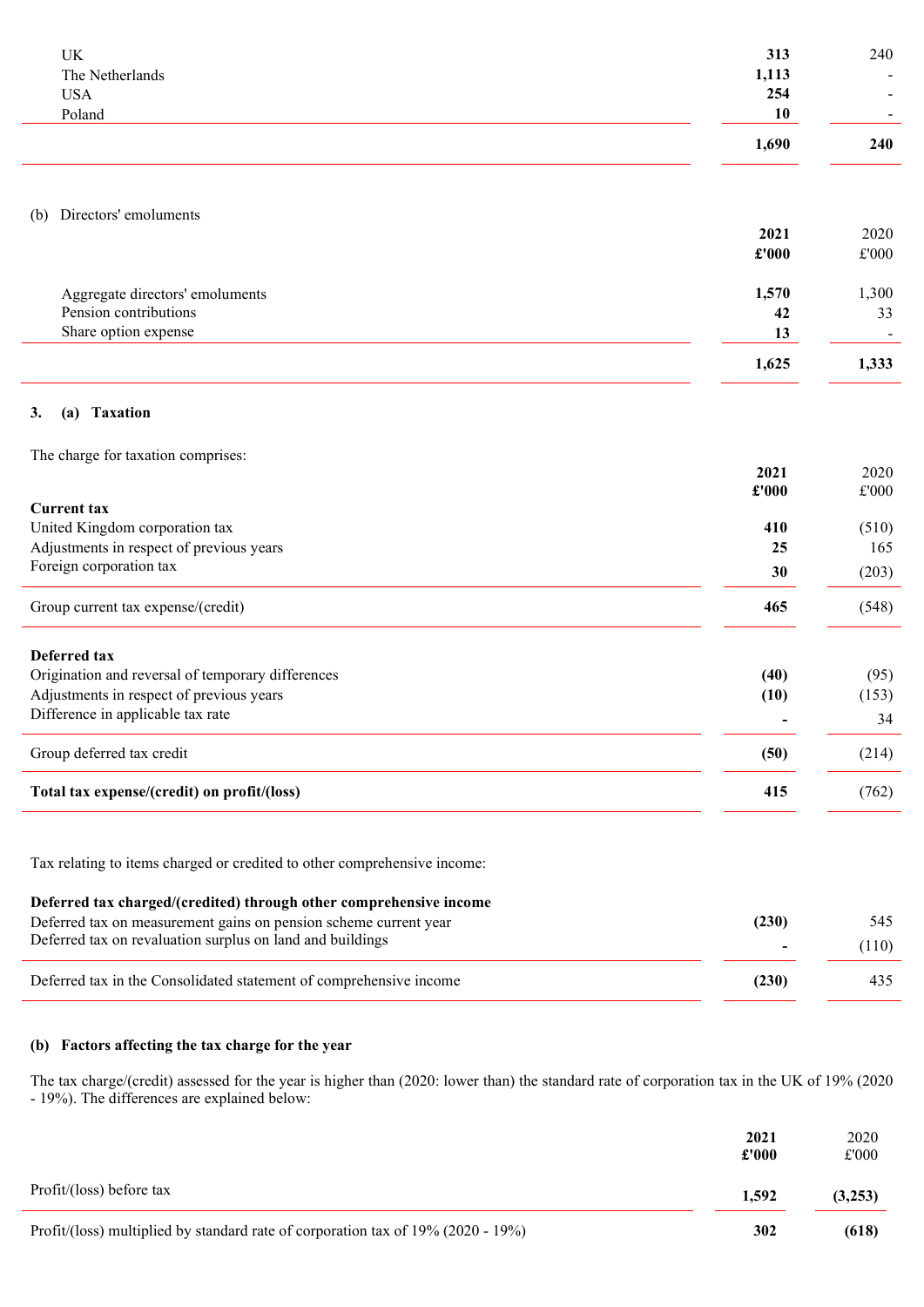| | | |
|---|---|---|
| UK | **313** | 240 |
| The Netherlands | **1,113** | - |
| USA | **254** | - |
| Poland | **10** | - |
| | **1,690** | **240** |

(b) Directors' emoluments

| | 2021 £'000 | 2020 £'000 |
|---|---|---|
| Aggregate directors' emoluments | **1,570** | 1,300 |
| Pension contributions | **42** | 33 |
| Share option expense | **13** | - |
| | **1,625** | **1,333** |

## 3. (a) Taxation

The charge for taxation comprises:

| | 2021 £'000 | 2020 £'000 |
|---|---|---|
| **Current tax** | | |
| United Kingdom corporation tax | **410** | (510) |
| Adjustments in respect of previous years | **25** | 165 |
| Foreign corporation tax | **30** | (203) |
| Group current tax expense/(credit) | **465** | (548) |
| **Deferred tax** | | |
| Origination and reversal of temporary differences | **(40)** | (95) |
| Adjustments in respect of previous years | **(10)** | (153) |
| Difference in applicable tax rate | **-** | 34 |
| Group deferred tax credit | **(50)** | (214) |
| **Total tax expense/(credit) on profit/(loss)** | **415** | (762) |

Tax relating to items charged or credited to other comprehensive income:

| | 2021 | 2020 |
|---|---|---|
| **Deferred tax charged/(credited) through other comprehensive income** | | |
| Deferred tax on measurement gains on pension scheme current year | **(230)** | 545 |
| Deferred tax on revaluation surplus on land and buildings | **-** | (110) |
| Deferred tax in the Consolidated statement of comprehensive income | **(230)** | 435 |

### (b) Factors affecting the tax charge for the year

The tax charge/(credit) assessed for the year is higher than (2020: lower than) the standard rate of corporation tax in the UK of 19% (2020 - 19%). The differences are explained below:

| | 2021 £'000 | 2020 £'000 |
|---|---|---|
| Profit/(loss) before tax | **1,592** | **(3,253)** |
| Profit/(loss) multiplied by standard rate of corporation tax of 19% (2020 - 19%) | **302** | **(618)** |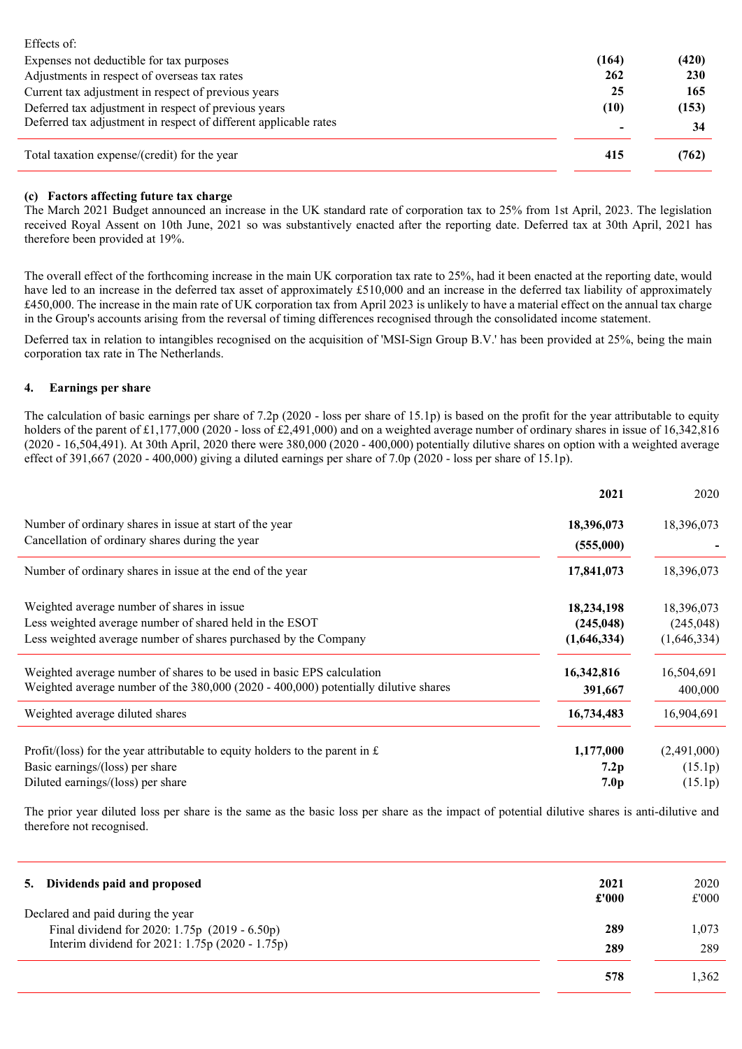| Effects of: | | |
|---|---|---|
| Expenses not deductible for tax purposes | **(164)** | **(420)** |
| Adjustments in respect of overseas tax rates | **262** | **230** |
| Current tax adjustment in respect of previous years | **25** | **165** |
| Deferred tax adjustment in respect of previous years | **(10)** | **(153)** |
| Deferred tax adjustment in respect of different applicable rates | **-** | **34** |
| Total taxation expense/(credit) for the year | **415** | **(762)** |

**(c) Factors affecting future tax charge**

The March 2021 Budget announced an increase in the UK standard rate of corporation tax to 25% from 1st April, 2023. The legislation received Royal Assent on 10th June, 2021 so was substantively enacted after the reporting date. Deferred tax at 30th April, 2021 has therefore been provided at 19%.

The overall effect of the forthcoming increase in the main UK corporation tax rate to 25%, had it been enacted at the reporting date, would have led to an increase in the deferred tax asset of approximately £510,000 and an increase in the deferred tax liability of approximately £450,000. The increase in the main rate of UK corporation tax from April 2023 is unlikely to have a material effect on the annual tax charge in the Group's accounts arising from the reversal of timing differences recognised through the consolidated income statement.

Deferred tax in relation to intangibles recognised on the acquisition of 'MSI-Sign Group B.V.' has been provided at 25%, being the main corporation tax rate in The Netherlands.

## 4. Earnings per share

The calculation of basic earnings per share of 7.2p (2020 - loss per share of 15.1p) is based on the profit for the year attributable to equity holders of the parent of £1,177,000 (2020 - loss of £2,491,000) and on a weighted average number of ordinary shares in issue of 16,342,816 (2020 - 16,504,491). At 30th April, 2020 there were 380,000 (2020 - 400,000) potentially dilutive shares on option with a weighted average effect of 391,667 (2020 - 400,000) giving a diluted earnings per share of 7.0p (2020 - loss per share of 15.1p).

| | **2021** | 2020 |
|---|---|---|
| Number of ordinary shares in issue at start of the year | **18,396,073** | 18,396,073 |
| Cancellation of ordinary shares during the year | **(555,000)** | - |
| Number of ordinary shares in issue at the end of the year | **17,841,073** | 18,396,073 |
| Weighted average number of shares in issue | **18,234,198** | 18,396,073 |
| Less weighted average number of shared held in the ESOT | **(245,048)** | (245,048) |
| Less weighted average number of shares purchased by the Company | **(1,646,334)** | (1,646,334) |
| Weighted average number of shares to be used in basic EPS calculation | **16,342,816** | 16,504,691 |
| Weighted average number of the 380,000 (2020 - 400,000) potentially dilutive shares | **391,667** | 400,000 |
| Weighted average diluted shares | **16,734,483** | 16,904,691 |
| Profit/(loss) for the year attributable to equity holders to the parent in £ | **1,177,000** | (2,491,000) |
| Basic earnings/(loss) per share | **7.2p** | (15.1p) |
| Diluted earnings/(loss) per share | **7.0p** | (15.1p) |

The prior year diluted loss per share is the same as the basic loss per share as the impact of potential dilutive shares is anti-dilutive and therefore not recognised.

| **5. Dividends paid and proposed** | **2021 £'000** | 2020 £'000 |
|---|---|---|
| Declared and paid during the year | | |
| Final dividend for 2020: 1.75p (2019 - 6.50p) | **289** | 1,073 |
| Interim dividend for 2021: 1.75p (2020 - 1.75p) | **289** | 289 |
| | **578** | 1,362 |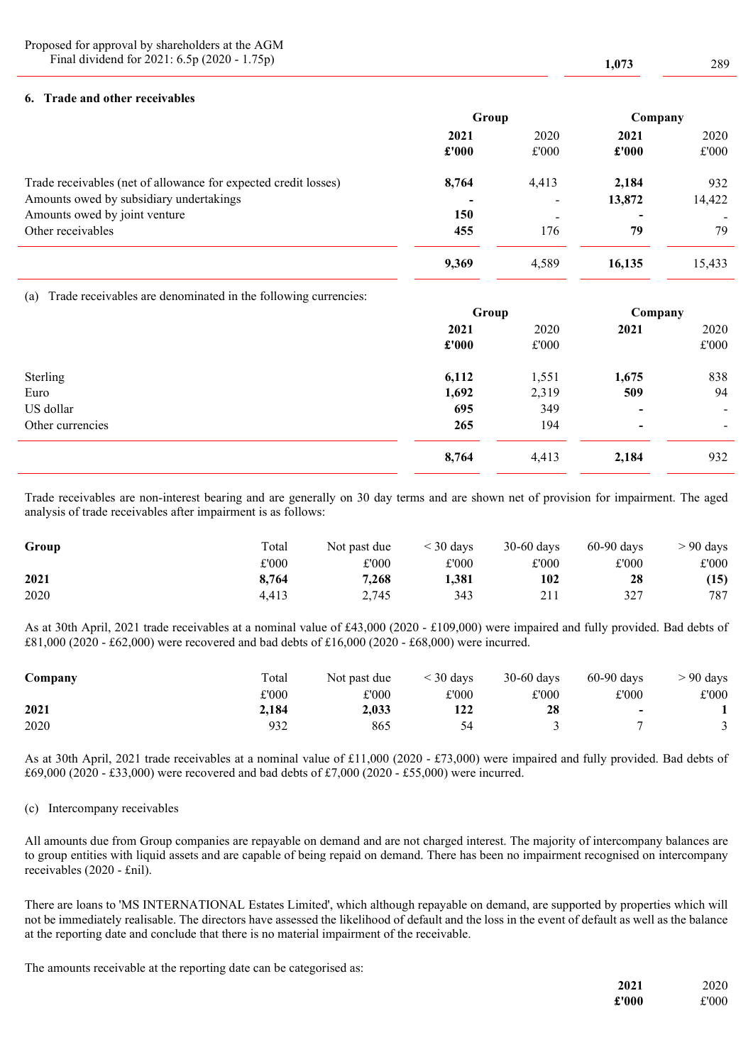| | | |
|---|---|---|
| Proposed for approval by shareholders at the AGM | | |
| Final dividend for 2021: 6.5p (2020 - 1.75p) | **1,073** | 289 |

## 6. Trade and other receivables

| | Group | | Company | |
|---|---|---|---|---|
| | **2021** | 2020 | **2021** | 2020 |
| | **£'000** | £'000 | **£'000** | £'000 |
| Trade receivables (net of allowance for expected credit losses) | **8,764** | 4,413 | **2,184** | 932 |
| Amounts owed by subsidiary undertakings | **-** | - | **13,872** | 14,422 |
| Amounts owed by joint venture | **150** | - | **-** | - |
| Other receivables | **455** | 176 | **79** | 79 |
| | **9,369** | 4,589 | **16,135** | 15,433 |

(a) Trade receivables are denominated in the following currencies:

| | Group | | Company | |
|---|---|---|---|---|
| | **2021** | 2020 | **2021** | 2020 |
| | **£'000** | £'000 | | £'000 |
| Sterling | **6,112** | 1,551 | **1,675** | 838 |
| Euro | **1,692** | 2,319 | **509** | 94 |
| US dollar | **695** | 349 | **-** | - |
| Other currencies | **265** | 194 | **-** | - |
| | **8,764** | 4,413 | **2,184** | 932 |

Trade receivables are non-interest bearing and are generally on 30 day terms and are shown net of provision for impairment. The aged analysis of trade receivables after impairment is as follows:

| **Group** | Total | Not past due | < 30 days | 30-60 days | 60-90 days | > 90 days |
|---|---|---|---|---|---|---|
| | £'000 | £'000 | £'000 | £'000 | £'000 | £'000 |
| **2021** | **8,764** | **7,268** | **1,381** | **102** | **28** | **(15)** |
| 2020 | 4,413 | 2,745 | 343 | 211 | 327 | 787 |

As at 30th April, 2021 trade receivables at a nominal value of £43,000 (2020 - £109,000) were impaired and fully provided. Bad debts of £81,000 (2020 - £62,000) were recovered and bad debts of £16,000 (2020 - £68,000) were incurred.

| **Company** | Total | Not past due | < 30 days | 30-60 days | 60-90 days | > 90 days |
|---|---|---|---|---|---|---|
| | £'000 | £'000 | £'000 | £'000 | £'000 | £'000 |
| **2021** | **2,184** | **2,033** | **122** | **28** | **-** | **1** |
| 2020 | 932 | 865 | 54 | 3 | 7 | 3 |

As at 30th April, 2021 trade receivables at a nominal value of £11,000 (2020 - £73,000) were impaired and fully provided. Bad debts of £69,000 (2020 - £33,000) were recovered and bad debts of £7,000 (2020 - £55,000) were incurred.

(c) Intercompany receivables

All amounts due from Group companies are repayable on demand and are not charged interest. The majority of intercompany balances are to group entities with liquid assets and are capable of being repaid on demand. There has been no impairment recognised on intercompany receivables (2020 - £nil).

There are loans to 'MS INTERNATIONAL Estates Limited', which although repayable on demand, are supported by properties which will not be immediately realisable. The directors have assessed the likelihood of default and the loss in the event of default as well as the balance at the reporting date and conclude that there is no material impairment of the receivable.

The amounts receivable at the reporting date can be categorised as:

| | **2021** | 2020 |
|---|---|---|
| | **£'000** | £'000 |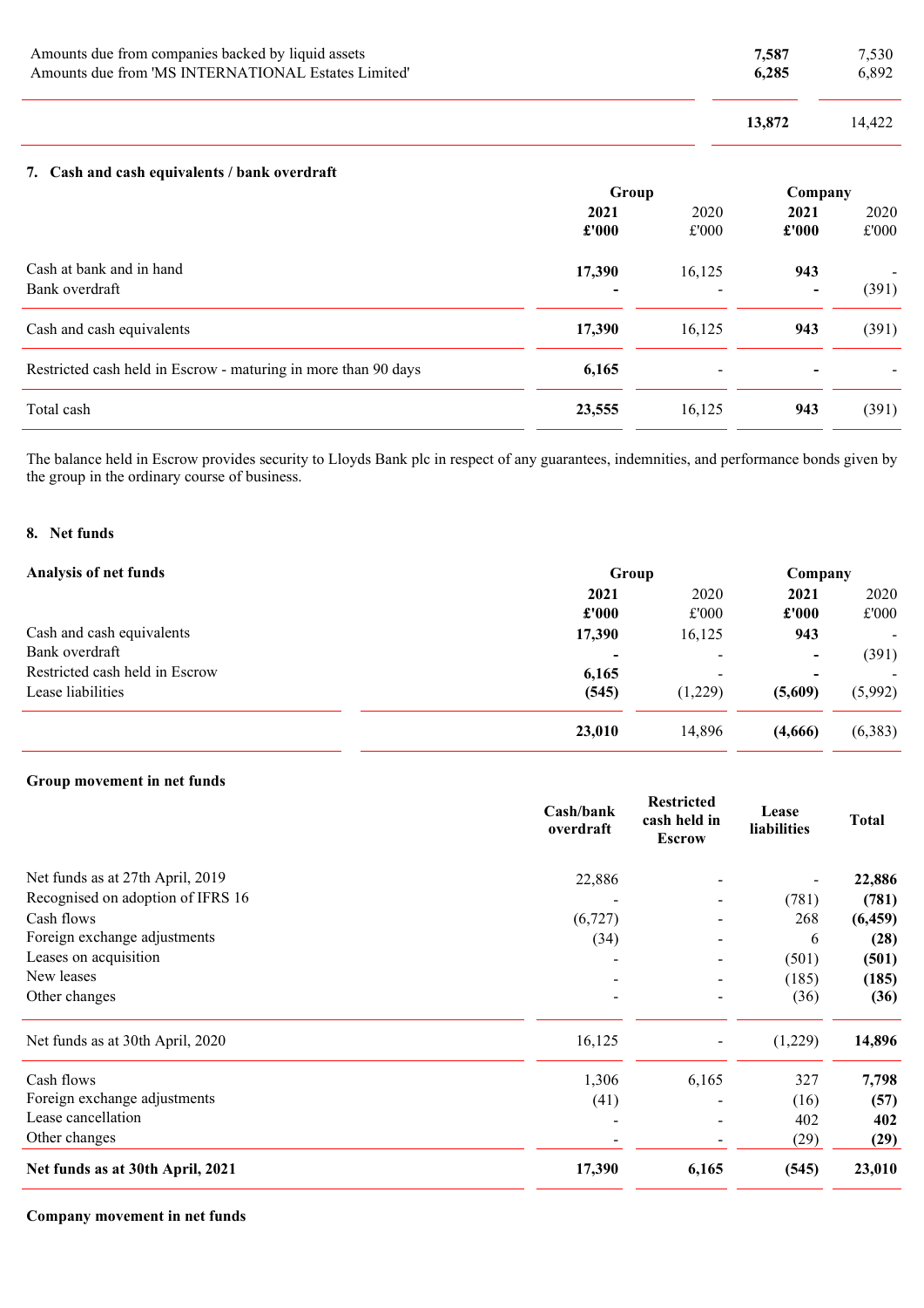| | | |
|---|---|---|
| Amounts due from companies backed by liquid assets | **7,587** | 7,530 |
| Amounts due from 'MS INTERNATIONAL Estates Limited' | **6,285** | 6,892 |
| | **13,872** | 14,422 |

## 7. Cash and cash equivalents / bank overdraft

| | Group | | Company | |
|---|---|---|---|---|
| | **2021** | 2020 | **2021** | 2020 |
| | **£'000** | £'000 | **£'000** | £'000 |
| Cash at bank and in hand | **17,390** | 16,125 | **943** | - |
| Bank overdraft | **-** | - | **-** | (391) |
| Cash and cash equivalents | **17,390** | 16,125 | **943** | (391) |
| Restricted cash held in Escrow - maturing in more than 90 days | **6,165** | - | **-** | - |
| Total cash | **23,555** | 16,125 | **943** | (391) |

The balance held in Escrow provides security to Lloyds Bank plc in respect of any guarantees, indemnities, and performance bonds given by the group in the ordinary course of business.

## 8. Net funds

**Analysis of net funds**

| | Group | | Company | |
|---|---|---|---|---|
| | **2021** | 2020 | **2021** | 2020 |
| | **£'000** | £'000 | **£'000** | £'000 |
| Cash and cash equivalents | **17,390** | 16,125 | **943** | - |
| Bank overdraft | **-** | - | **-** | (391) |
| Restricted cash held in Escrow | **6,165** | - | **-** | - |
| Lease liabilities | **(545)** | (1,229) | **(5,609)** | (5,992) |
| | **23,010** | 14,896 | **(4,666)** | (6,383) |

**Group movement in net funds**

| | Cash/bank overdraft | Restricted cash held in Escrow | Lease liabilities | Total |
|---|---|---|---|---|
| Net funds as at 27th April, 2019 | 22,886 | - | - | **22,886** |
| Recognised on adoption of IFRS 16 | - | - | (781) | **(781)** |
| Cash flows | (6,727) | - | 268 | **(6,459)** |
| Foreign exchange adjustments | (34) | - | 6 | **(28)** |
| Leases on acquisition | - | - | (501) | **(501)** |
| New leases | - | - | (185) | **(185)** |
| Other changes | - | - | (36) | **(36)** |
| Net funds as at 30th April, 2020 | 16,125 | - | (1,229) | **14,896** |
| Cash flows | 1,306 | 6,165 | 327 | **7,798** |
| Foreign exchange adjustments | (41) | - | (16) | **(57)** |
| Lease cancellation | - | - | 402 | **402** |
| Other changes | - | - | (29) | **(29)** |
| **Net funds as at 30th April, 2021** | **17,390** | **6,165** | **(545)** | **23,010** |

**Company movement in net funds**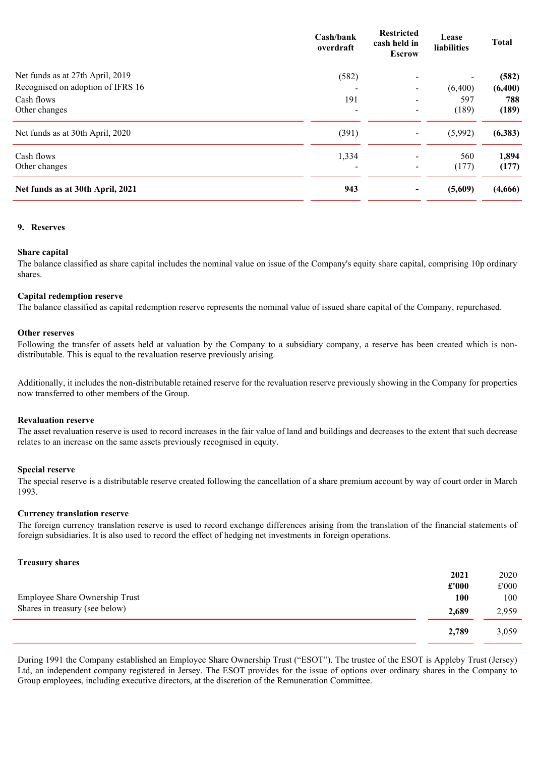| | Cash/bank overdraft | Restricted cash held in Escrow | Lease liabilities | Total |
|---|---|---|---|---|
| Net funds as at 27th April, 2019 | (582) | - | - | **(582)** |
| Recognised on adoption of IFRS 16 | - | - | (6,400) | **(6,400)** |
| Cash flows | 191 | - | 597 | **788** |
| Other changes | - | - | (189) | **(189)** |
| Net funds as at 30th April, 2020 | (391) | - | (5,992) | **(6,383)** |
| Cash flows | 1,334 | - | 560 | **1,894** |
| Other changes | - | - | (177) | **(177)** |
| **Net funds as at 30th April, 2021** | **943** | **-** | **(5,609)** | **(4,666)** |

## 9. Reserves

### Share capital

The balance classified as share capital includes the nominal value on issue of the Company's equity share capital, comprising 10p ordinary shares.

### Capital redemption reserve

The balance classified as capital redemption reserve represents the nominal value of issued share capital of the Company, repurchased.

### Other reserves

Following the transfer of assets held at valuation by the Company to a subsidiary company, a reserve has been created which is non-distributable. This is equal to the revaluation reserve previously arising.

Additionally, it includes the non-distributable retained reserve for the revaluation reserve previously showing in the Company for properties now transferred to other members of the Group.

### Revaluation reserve

The asset revaluation reserve is used to record increases in the fair value of land and buildings and decreases to the extent that such decrease relates to an increase on the same assets previously recognised in equity.

### Special reserve

The special reserve is a distributable reserve created following the cancellation of a share premium account by way of court order in March 1993.

### Currency translation reserve

The foreign currency translation reserve is used to record exchange differences arising from the translation of the financial statements of foreign subsidiaries. It is also used to record the effect of hedging net investments in foreign operations.

### Treasury shares

| | 2021 £'000 | 2020 £'000 |
|---|---|---|
| Employee Share Ownership Trust | **100** | 100 |
| Shares in treasury (see below) | **2,689** | 2,959 |
| | **2,789** | 3,059 |

During 1991 the Company established an Employee Share Ownership Trust ("ESOT"). The trustee of the ESOT is Appleby Trust (Jersey) Ltd, an independent company registered in Jersey. The ESOT provides for the issue of options over ordinary shares in the Company to Group employees, including executive directors, at the discretion of the Remuneration Committee.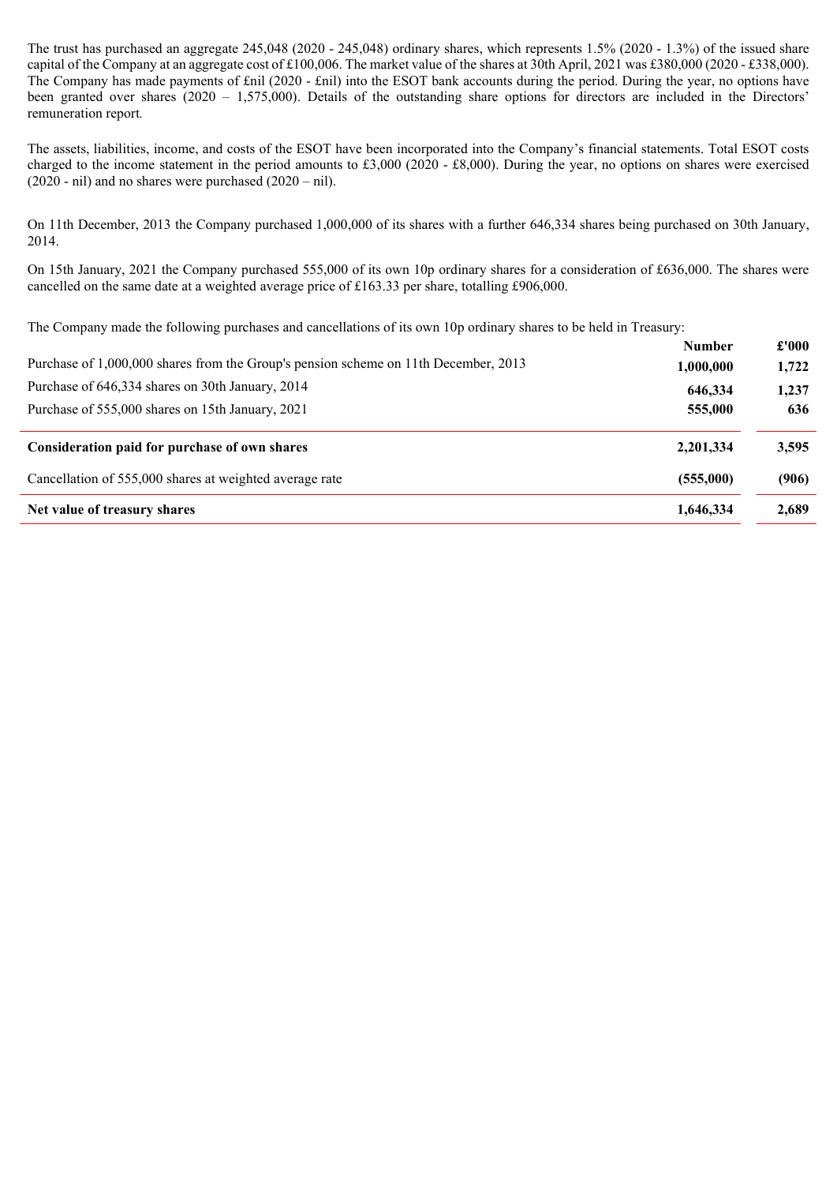The trust has purchased an aggregate 245,048 (2020 - 245,048) ordinary shares, which represents 1.5% (2020 - 1.3%) of the issued share capital of the Company at an aggregate cost of £100,006. The market value of the shares at 30th April, 2021 was £380,000 (2020 - £338,000). The Company has made payments of £nil (2020 - £nil) into the ESOT bank accounts during the period. During the year, no options have been granted over shares (2020 – 1,575,000). Details of the outstanding share options for directors are included in the Directors' remuneration report.

The assets, liabilities, income, and costs of the ESOT have been incorporated into the Company's financial statements. Total ESOT costs charged to the income statement in the period amounts to £3,000 (2020 - £8,000). During the year, no options on shares were exercised (2020 - nil) and no shares were purchased (2020 – nil).

On 11th December, 2013 the Company purchased 1,000,000 of its shares with a further 646,334 shares being purchased on 30th January, 2014.

On 15th January, 2021 the Company purchased 555,000 of its own 10p ordinary shares for a consideration of £636,000. The shares were cancelled on the same date at a weighted average price of £163.33 per share, totalling £906,000.

The Company made the following purchases and cancellations of its own 10p ordinary shares to be held in Treasury:

| | Number | £'000 |
|---|---|---|
| Purchase of 1,000,000 shares from the Group's pension scheme on 11th December, 2013 | **1,000,000** | **1,722** |
| Purchase of 646,334 shares on 30th January, 2014 | **646,334** | **1,237** |
| Purchase of 555,000 shares on 15th January, 2021 | **555,000** | **636** |
| **Consideration paid for purchase of own shares** | **2,201,334** | **3,595** |
| Cancellation of 555,000 shares at weighted average rate | **(555,000)** | **(906)** |
| **Net value of treasury shares** | **1,646,334** | **2,689** |